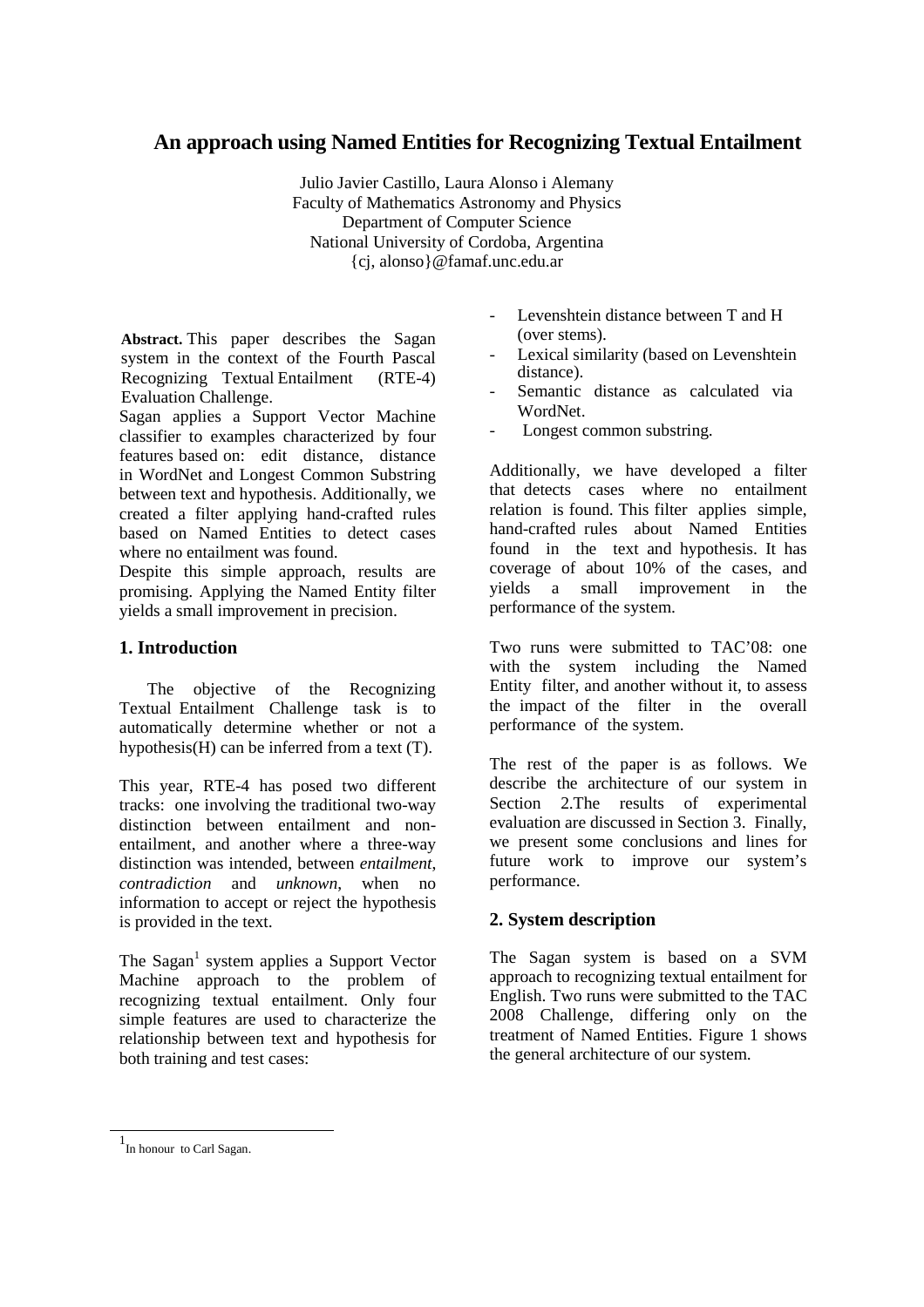// An approach using Named Entities for Recognizing Textual Entailment

Julio Javier Castillo, Laura Alonso i Alemany
Faculty of Mathematics Astronomy and Physics
Department of Computer Science
National University of Cordoba, Argentina
{cj, alonso}@famaf.unc.edu.ar

**Abstract.** This paper describes the Sagan system in the context of the Fourth Pascal Recognizing Textual Entailment (RTE-4) Evaluation Challenge.

Sagan applies a Support Vector Machine classifier to examples characterized by four features based on: edit distance, distance in WordNet and Longest Common Substring between text and hypothesis. Additionally, we created a filter applying hand-crafted rules based on Named Entities to detect cases where no entailment was found.

Despite this simple approach, results are promising. Applying the Named Entity filter yields a small improvement in precision.

## 1. Introduction

The objective of the Recognizing Textual Entailment Challenge task is to automatically determine whether or not a hypothesis(H) can be inferred from a text (T).

This year, RTE-4 has posed two different tracks: one involving the traditional two-way distinction between entailment and non-entailment, and another where a three-way distinction was intended, between *entailment*, *contradiction* and *unknown*, when no information to accept or reject the hypothesis is provided in the text.

The Sagan[1] system applies a Support Vector Machine approach to the problem of recognizing textual entailment. Only four simple features are used to characterize the relationship between text and hypothesis for both training and test cases:

- Levenshtein distance between T and H (over stems).
- Lexical similarity (based on Levenshtein distance).
- Semantic distance as calculated via WordNet.
- Longest common substring.

Additionally, we have developed a filter that detects cases where no entailment relation is found. This filter applies simple, hand-crafted rules about Named Entities found in the text and hypothesis. It has coverage of about 10% of the cases, and yields a small improvement in the performance of the system.

Two runs were submitted to TAC'08: one with the system including the Named Entity filter, and another without it, to assess the impact of the filter in the overall performance of the system.

The rest of the paper is as follows. We describe the architecture of our system in Section 2.The results of experimental evaluation are discussed in Section 3. Finally, we present some conclusions and lines for future work to improve our system's performance.

## 2. System description

The Sagan system is based on a SVM approach to recognizing textual entailment for English. Two runs were submitted to the TAC 2008 Challenge, differing only on the treatment of Named Entities. Figure 1 shows the general architecture of our system.

[1] In honour to Carl Sagan.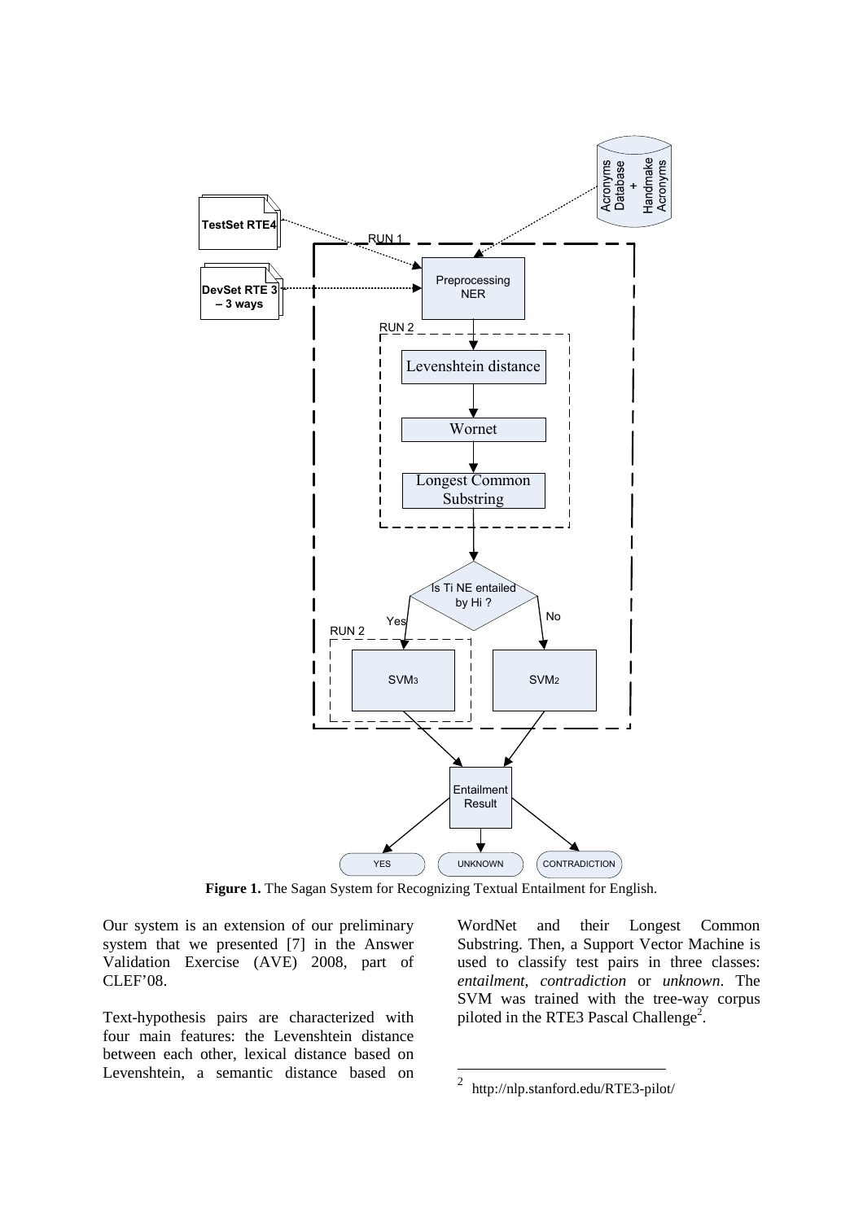**Figure 1.** The Sagan System for Recognizing Textual Entailment for English.

Our system is an extension of our preliminary system that we presented [7] in the Answer Validation Exercise (AVE) 2008, part of CLEF'08.

Text-hypothesis pairs are characterized with four main features: the Levenshtein distance between each other, lexical distance based on Levenshtein, a semantic distance based on WordNet and their Longest Common Substring. Then, a Support Vector Machine is used to classify test pairs in three classes: *entailment*, *contradiction* or *unknown*. The SVM was trained with the tree-way corpus piloted in the RTE3 Pascal Challenge[2].

[2] http://nlp.stanford.edu/RTE3-pilot/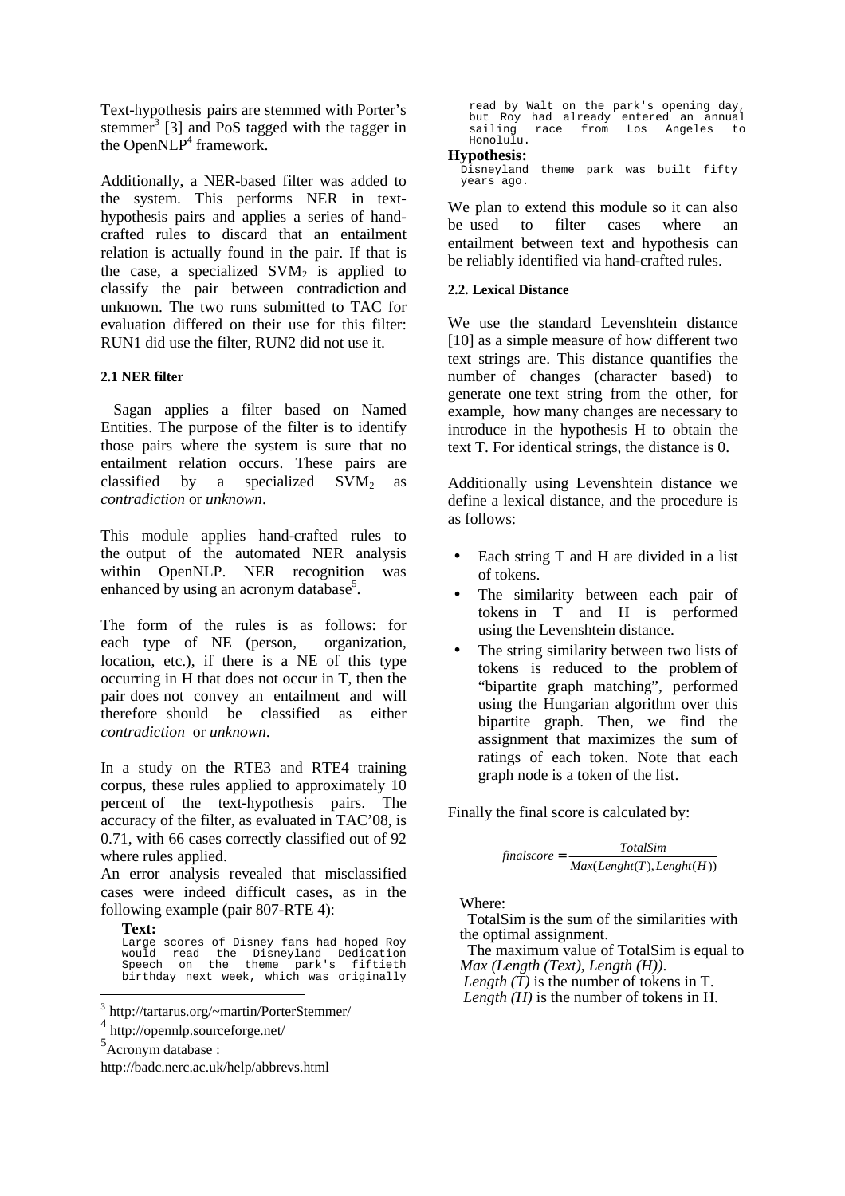Text-hypothesis pairs are stemmed with Porter's stemmer[3] [3] and PoS tagged with the tagger in the OpenNLP[4] framework.

Additionally, a NER-based filter was added to the system. This performs NER in text-hypothesis pairs and applies a series of hand-crafted rules to discard that an entailment relation is actually found in the pair. If that is the case, a specialized $SVM_2$ is applied to classify the pair between contradiction and unknown. The two runs submitted to TAC for evaluation differed on their use for this filter: RUN1 did use the filter, RUN2 did not use it.

#### 2.1 NER filter

Sagan applies a filter based on Named Entities. The purpose of the filter is to identify those pairs where the system is sure that no entailment relation occurs. These pairs are classified by a specialized $SVM_2$ as *contradiction* or *unknown*.

This module applies hand-crafted rules to the output of the automated NER analysis within OpenNLP. NER recognition was enhanced by using an acronym database[5].

The form of the rules is as follows: for each type of NE (person, organization, location, etc.), if there is a NE of this type occurring in H that does not occur in T, then the pair does not convey an entailment and will therefore should be classified as either *contradiction* or *unknown*.

In a study on the RTE3 and RTE4 training corpus, these rules applied to approximately 10 percent of the text-hypothesis pairs. The accuracy of the filter, as evaluated in TAC'08, is 0.71, with 66 cases correctly classified out of 92 where rules applied.

An error analysis revealed that misclassified cases were indeed difficult cases, as in the following example (pair 807-RTE 4):

**Text:**

```
Large scores of Disney fans had hoped Roy
would read the Disneyland Dedication
Speech on the theme park's fiftieth
birthday next week, which was originally
read by Walt on the park's opening day,
but Roy had already entered an annual
sailing race from Los Angeles to
Honolulu.
```

**Hypothesis:**

```
Disneyland theme park was built fifty
years ago.
```

We plan to extend this module so it can also be used to filter cases where an entailment between text and hypothesis can be reliably identified via hand-crafted rules.

#### 2.2. Lexical Distance

We use the standard Levenshtein distance [10] as a simple measure of how different two text strings are. This distance quantifies the number of changes (character based) to generate one text string from the other, for example, how many changes are necessary to introduce in the hypothesis H to obtain the text T. For identical strings, the distance is 0.

Additionally using Levenshtein distance we define a lexical distance, and the procedure is as follows:

- Each string T and H are divided in a list of tokens.
- The similarity between each pair of tokens in T and H is performed using the Levenshtein distance.
- The string similarity between two lists of tokens is reduced to the problem of "bipartite graph matching", performed using the Hungarian algorithm over this bipartite graph. Then, we find the assignment that maximizes the sum of ratings of each token. Note that each graph node is a token of the list.

Finally the final score is calculated by:

$$finalscore = \frac{TotalSim}{Max(Lenght(T), Lenght(H))}$$

Where:

TotalSim is the sum of the similarities with the optimal assignment.

The maximum value of TotalSim is equal to *Max (Length (Text), Length (H))*.

*Length (T)* is the number of tokens in T.

*Length (H)* is the number of tokens in H.

---

[3] http://tartarus.org/~martin/PorterStemmer/

[4] http://opennlp.sourceforge.net/

[5] Acronym database : http://badc.nerc.ac.uk/help/abbrevs.html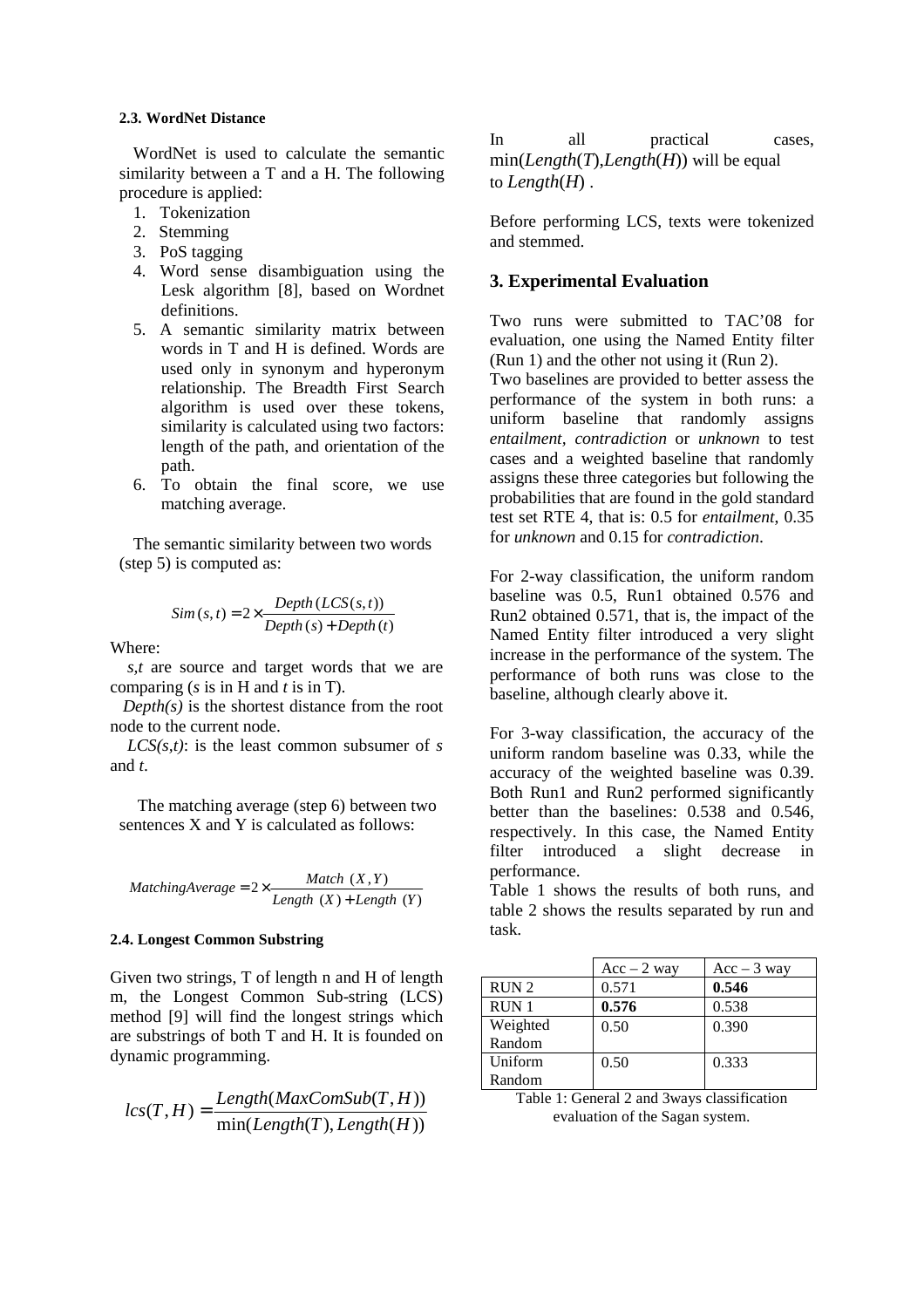### 2.3. WordNet Distance

WordNet is used to calculate the semantic similarity between a T and a H. The following procedure is applied:

1. Tokenization
2. Stemming
3. PoS tagging
4. Word sense disambiguation using the Lesk algorithm [8], based on Wordnet definitions.
5. A semantic similarity matrix between words in T and H is defined. Words are used only in synonym and hyperonym relationship. The Breadth First Search algorithm is used over these tokens, similarity is calculated using two factors: length of the path, and orientation of the path.
6. To obtain the final score, we use matching average.

The semantic similarity between two words (step 5) is computed as:

$$Sim(s,t) = 2 \times \frac{Depth(LCS(s,t))}{Depth(s) + Depth(t)}$$

Where:

*s,t* are source and target words that we are comparing (*s* is in H and *t* is in T).

*Depth(s)* is the shortest distance from the root node to the current node.

*LCS(s,t)*: is the least common subsumer of *s* and *t*.

The matching average (step 6) between two sentences X and Y is calculated as follows:

$$MatchingAverage = 2 \times \frac{Match\ (X,Y)}{Length\ (X) + Length\ (Y)}$$

### 2.4. Longest Common Substring

Given two strings, T of length n and H of length m, the Longest Common Sub-string (LCS) method [9] will find the longest strings which are substrings of both T and H. It is founded on dynamic programming.

$$lcs(T,H) = \frac{Length(MaxComSub(T,H))}{\min(Length(T), Length(H))}$$

In all practical cases, $\min(Length(T), Length(H))$ will be equal to $Length(H)$.

Before performing LCS, texts were tokenized and stemmed.

## 3. Experimental Evaluation

Two runs were submitted to TAC'08 for evaluation, one using the Named Entity filter (Run 1) and the other not using it (Run 2).
Two baselines are provided to better assess the performance of the system in both runs: a uniform baseline that randomly assigns *entailment*, *contradiction* or *unknown* to test cases and a weighted baseline that randomly assigns these three categories but following the probabilities that are found in the gold standard test set RTE 4, that is: 0.5 for *entailment*, 0.35 for *unknown* and 0.15 for *contradiction*.

For 2-way classification, the uniform random baseline was 0.5, Run1 obtained 0.576 and Run2 obtained 0.571, that is, the impact of the Named Entity filter introduced a very slight increase in the performance of the system. The performance of both runs was close to the baseline, although clearly above it.

For 3-way classification, the accuracy of the uniform random baseline was 0.33, while the accuracy of the weighted baseline was 0.39. Both Run1 and Run2 performed significantly better than the baselines: 0.538 and 0.546, respectively. In this case, the Named Entity filter introduced a slight decrease in performance.
Table 1 shows the results of both runs, and table 2 shows the results separated by run and task.

| | Acc – 2 way | Acc – 3 way |
|---|---|---|
| RUN 2 | 0.571 | **0.546** |
| RUN 1 | **0.576** | 0.538 |
| Weighted Random | 0.50 | 0.390 |
| Uniform Random | 0.50 | 0.333 |

Table 1: General 2 and 3ways classification evaluation of the Sagan system.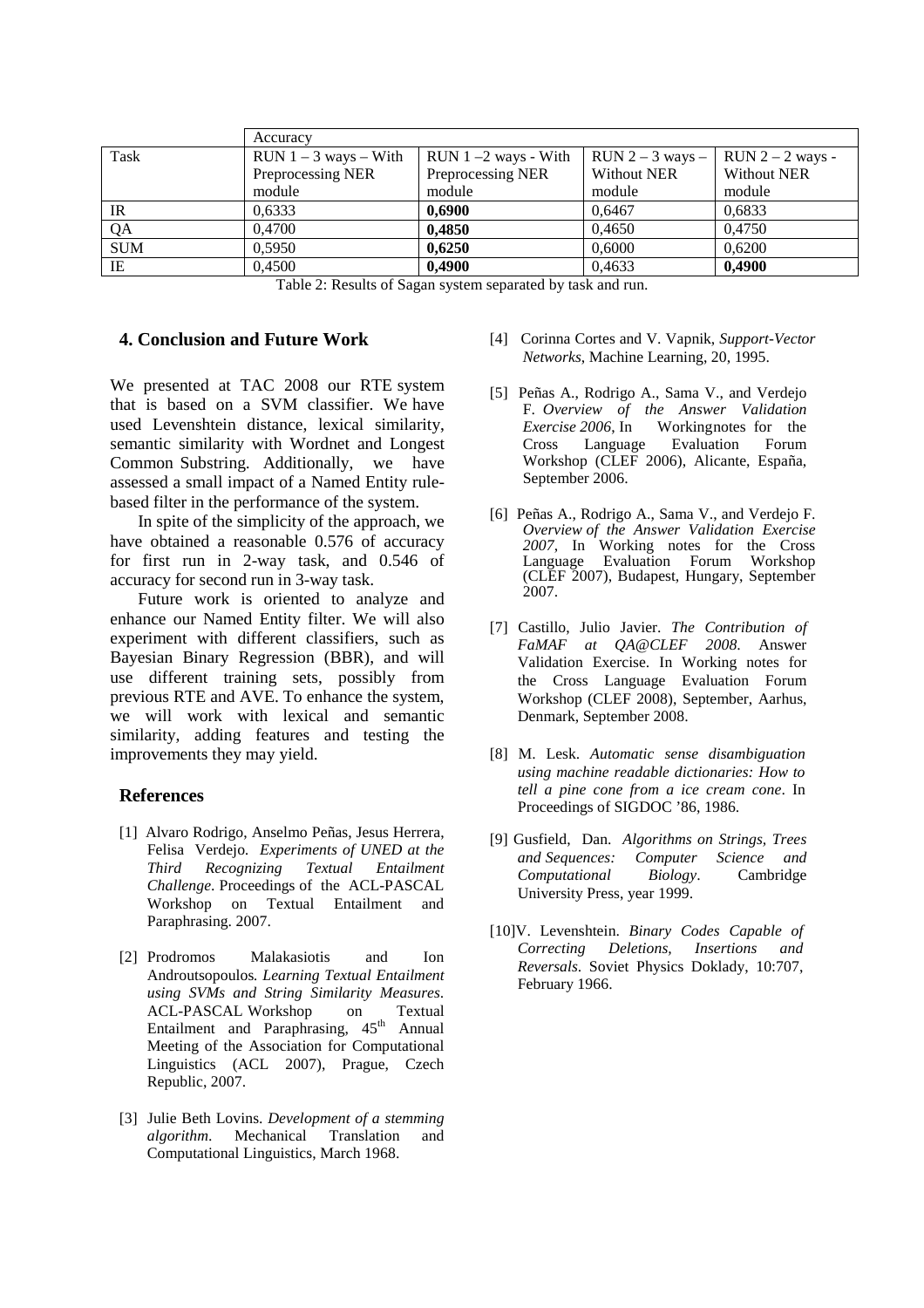| | Accuracy | | | |
|---|---|---|---|---|
| Task | RUN 1 – 3 ways – With Preprocessing NER module | RUN 1 –2 ways - With Preprocessing NER module | RUN 2 – 3 ways – Without NER module | RUN 2 – 2 ways - Without NER module |
| IR | 0,6333 | **0,6900** | 0,6467 | 0,6833 |
| QA | 0,4700 | **0,4850** | 0,4650 | 0,4750 |
| SUM | 0,5950 | **0,6250** | 0,6000 | 0,6200 |
| IE | 0,4500 | **0,4900** | 0,4633 | **0,4900** |

Table 2: Results of Sagan system separated by task and run.

## 4. Conclusion and Future Work

We presented at TAC 2008 our RTE system that is based on a SVM classifier. We have used Levenshtein distance, lexical similarity, semantic similarity with Wordnet and Longest Common Substring. Additionally, we have assessed a small impact of a Named Entity rule-based filter in the performance of the system.

In spite of the simplicity of the approach, we have obtained a reasonable 0.576 of accuracy for first run in 2-way task, and 0.546 of accuracy for second run in 3-way task.

Future work is oriented to analyze and enhance our Named Entity filter. We will also experiment with different classifiers, such as Bayesian Binary Regression (BBR), and will use different training sets, possibly from previous RTE and AVE. To enhance the system, we will work with lexical and semantic similarity, adding features and testing the improvements they may yield.

## References

[1] Alvaro Rodrigo, Anselmo Peñas, Jesus Herrera, Felisa Verdejo. *Experiments of UNED at the Third Recognizing Textual Entailment Challenge*. Proceedings of the ACL-PASCAL Workshop on Textual Entailment and Paraphrasing. 2007.

[2] Prodromos Malakasiotis and Ion Androutsopoulos. *Learning Textual Entailment using SVMs and String Similarity Measures*. ACL-PASCAL Workshop on Textual Entailment and Paraphrasing, 45th Annual Meeting of the Association for Computational Linguistics (ACL 2007), Prague, Czech Republic, 2007.

[3] Julie Beth Lovins. *Development of a stemming algorithm*. Mechanical Translation and Computational Linguistics, March 1968.

[4] Corinna Cortes and V. Vapnik, *Support-Vector Networks*, Machine Learning, 20, 1995.

[5] Peñas A., Rodrigo A., Sama V., and Verdejo F. *Overview of the Answer Validation Exercise 2006*, In Workingnotes for the Cross Language Evaluation Forum Workshop (CLEF 2006), Alicante, España, September 2006.

[6] Peñas A., Rodrigo A., Sama V., and Verdejo F. *Overview of the Answer Validation Exercise 2007*, In Working notes for the Cross Language Evaluation Forum Workshop (CLEF 2007), Budapest, Hungary, September 2007.

[7] Castillo, Julio Javier. *The Contribution of FaMAF at QA@CLEF 2008*. Answer Validation Exercise. In Working notes for the Cross Language Evaluation Forum Workshop (CLEF 2008), September, Aarhus, Denmark, September 2008.

[8] M. Lesk. *Automatic sense disambiguation using machine readable dictionaries: How to tell a pine cone from a ice cream cone*. In Proceedings of SIGDOC '86, 1986.

[9] Gusfield, Dan. *Algorithms on Strings, Trees and Sequences: Computer Science and Computational Biology*. Cambridge University Press, year 1999.

[10] V. Levenshtein. *Binary Codes Capable of Correcting Deletions, Insertions and Reversals*. Soviet Physics Doklady, 10:707, February 1966.